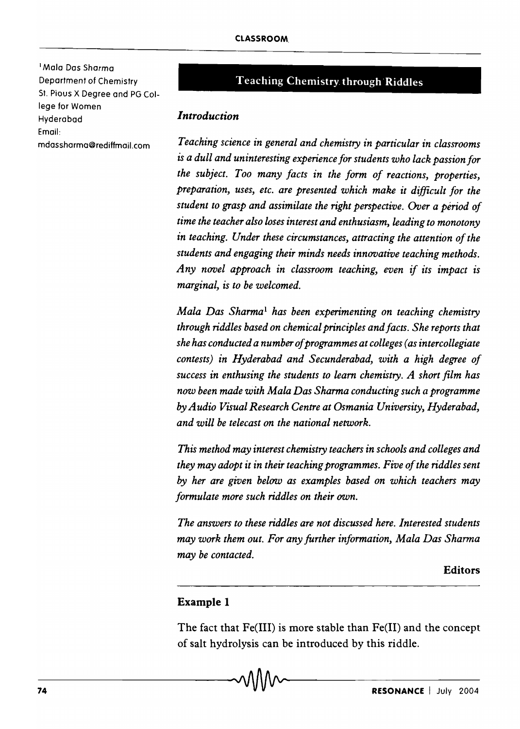[1] Mala Das Sharma
Department of Chemistry
St. Pious X Degree and PG College for Women
Hyderabad
Email: mdassharma@rediffmail.com

## Teaching Chemistry through Riddles

### *Introduction*

*Teaching science in general and chemistry in particular in classrooms is a dull and uninteresting experience for students who lack passion for the subject. Too many facts in the form of reactions, properties, preparation, uses, etc. are presented which make it difficult for the student to grasp and assimilate the right perspective. Over a period of time the teacher also loses interest and enthusiasm, leading to monotony in teaching. Under these circumstances, attracting the attention of the students and engaging their minds needs innovative teaching methods. Any novel approach in classroom teaching, even if its impact is marginal, is to be welcomed.*

*Mala Das Sharma[1] has been experimenting on teaching chemistry through riddles based on chemical principles and facts. She reports that she has conducted a number of programmes at colleges (as intercollegiate contests) in Hyderabad and Secunderabad, with a high degree of success in enthusing the students to learn chemistry. A short film has now been made with Mala Das Sharma conducting such a programme by Audio Visual Research Centre at Osmania University, Hyderabad, and will be telecast on the national network.*

*This method may interest chemistry teachers in schools and colleges and they may adopt it in their teaching programmes. Five of the riddles sent by her are given below as examples based on which teachers may formulate more such riddles on their own.*

*The answers to these riddles are not discussed here. Interested students may work them out. For any further information, Mala Das Sharma may be contacted.*

**Editors**

### Example 1

The fact that Fe(III) is more stable than Fe(II) and the concept of salt hydrolysis can be introduced by this riddle.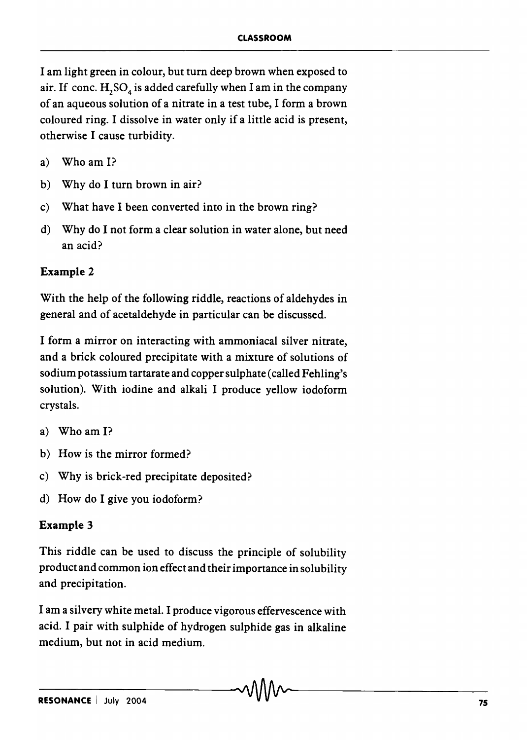I am light green in colour, but turn deep brown when exposed to air. If conc. $H_2SO_4$ is added carefully when I am in the company of an aqueous solution of a nitrate in a test tube, I form a brown coloured ring. I dissolve in water only if a little acid is present, otherwise I cause turbidity.

a) Who am I?

b) Why do I turn brown in air?

c) What have I been converted into in the brown ring?

d) Why do I not form a clear solution in water alone, but need an acid?

### Example 2

With the help of the following riddle, reactions of aldehydes in general and of acetaldehyde in particular can be discussed.

I form a mirror on interacting with ammoniacal silver nitrate, and a brick coloured precipitate with a mixture of solutions of sodium potassium tartarate and copper sulphate (called Fehling's solution). With iodine and alkali I produce yellow iodoform crystals.

a) Who am I?

b) How is the mirror formed?

c) Why is brick-red precipitate deposited?

d) How do I give you iodoform?

### Example 3

This riddle can be used to discuss the principle of solubility product and common ion effect and their importance in solubility and precipitation.

I am a silvery white metal. I produce vigorous effervescence with acid. I pair with sulphide of hydrogen sulphide gas in alkaline medium, but not in acid medium.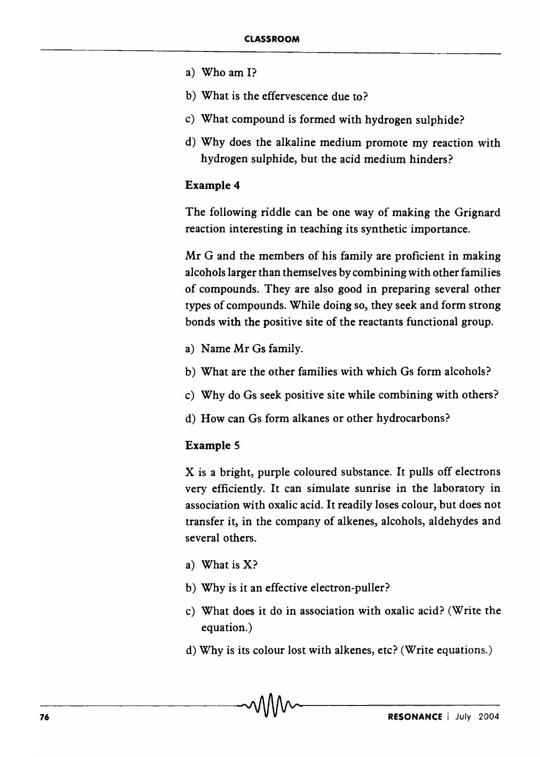a) Who am I?

b) What is the effervescence due to?

c) What compound is formed with hydrogen sulphide?

d) Why does the alkaline medium promote my reaction with hydrogen sulphide, but the acid medium hinders?

### Example 4

The following riddle can be one way of making the Grignard reaction interesting in teaching its synthetic importance.

Mr G and the members of his family are proficient in making alcohols larger than themselves by combining with other families of compounds. They are also good in preparing several other types of compounds. While doing so, they seek and form strong bonds with the positive site of the reactants functional group.

a) Name Mr Gs family.

b) What are the other families with which Gs form alcohols?

c) Why do Gs seek positive site while combining with others?

d) How can Gs form alkanes or other hydrocarbons?

### Example 5

X is a bright, purple coloured substance. It pulls off electrons very efficiently. It can simulate sunrise in the laboratory in association with oxalic acid. It readily loses colour, but does not transfer it, in the company of alkenes, alcohols, aldehydes and several others.

a) What is X?

b) Why is it an effective electron-puller?

c) What does it do in association with oxalic acid? (Write the equation.)

d) Why is its colour lost with alkenes, etc? (Write equations.)